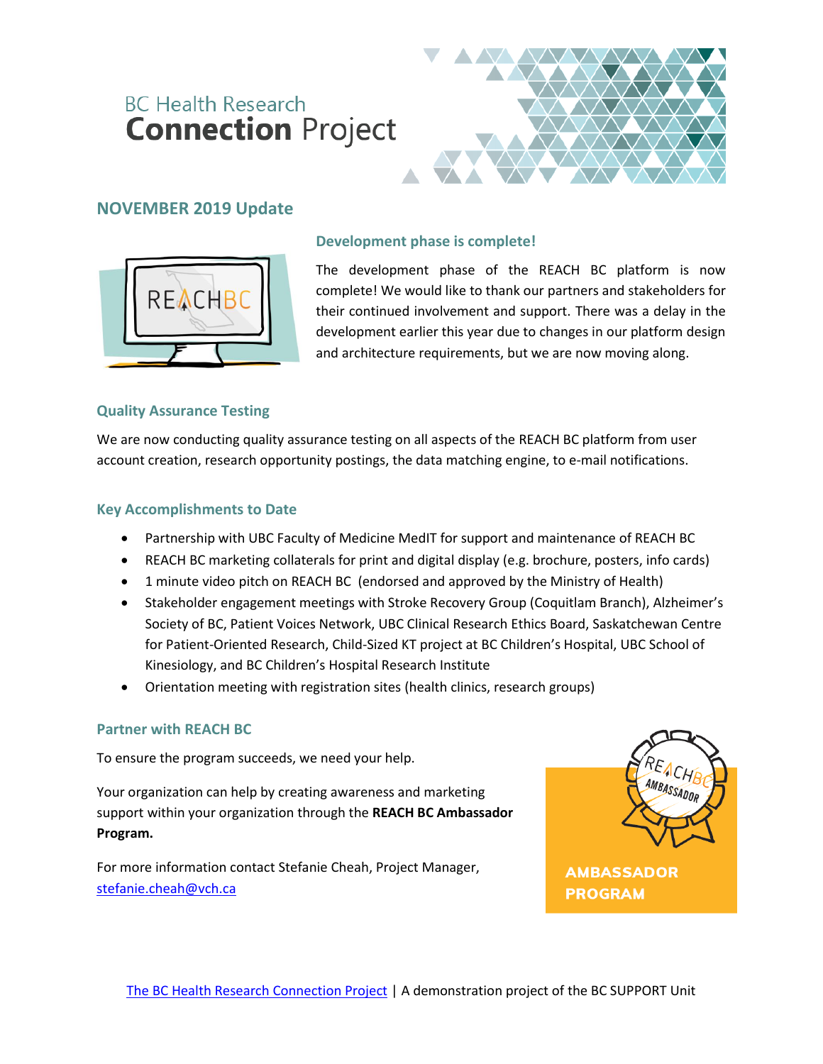# BC Health Research **Connection** Project

## NOVEMBER 2019 Update

### Development phase is complete!

The development phase of the REACH BC platform is now complete! We would like to thank our partners and stakeholders for their continued involvement and support. There was a delay in the development earlier this year due to changes in our platform design and architecture requirements, but we are now moving along.

### Quality Assurance Testing

We are now conducting quality assurance testing on all aspects of the REACH BC platform from user account creation, research opportunity postings, the data matching engine, to e-mail notifications.

### Key Accomplishments to Date

- Partnership with UBC Faculty of Medicine MedIT for support and maintenance of REACH BC
- REACH BC marketing collaterals for print and digital display (e.g. brochure, posters, info cards)
- 1 minute video pitch on REACH BC (endorsed and approved by the Ministry of Health)
- Stakeholder engagement meetings with Stroke Recovery Group (Coquitlam Branch), Alzheimer's Society of BC, Patient Voices Network, UBC Clinical Research Ethics Board, Saskatchewan Centre for Patient-Oriented Research, Child-Sized KT project at BC Children's Hospital, UBC School of Kinesiology, and BC Children's Hospital Research Institute
- Orientation meeting with registration sites (health clinics, research groups)

### Partner with REACH BC

To ensure the program succeeds, we need your help.

Your organization can help by creating awareness and marketing support within your organization through the **REACH BC Ambassador Program.**

For more information contact Stefanie Cheah, Project Manager, [stefanie.cheah@vch.ca](mailto:stefanie.cheah@vch.ca)

**AMBASSADOR PROGRAM**

[The BC Health Research Connection Project](#) | A demonstration project of the BC SUPPORT Unit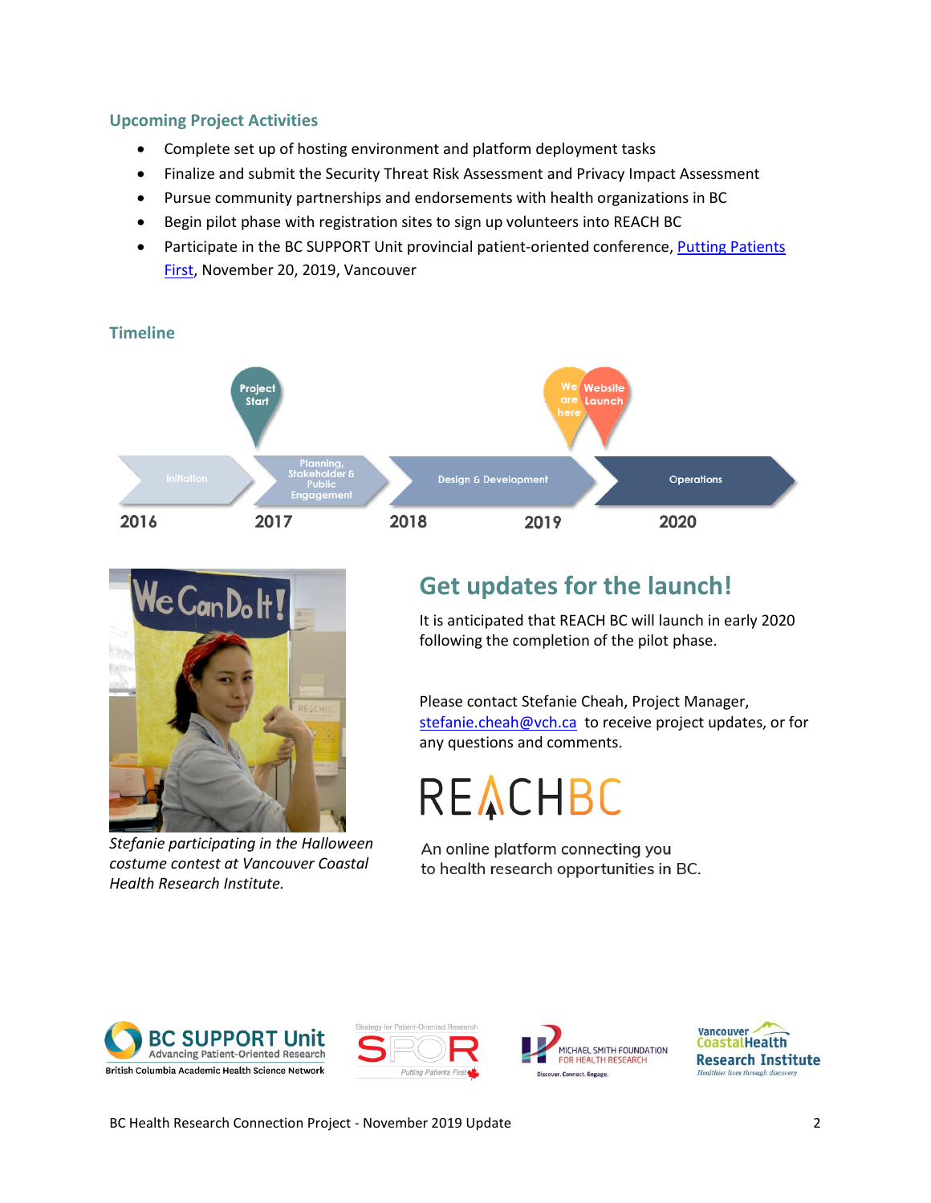## Upcoming Project Activities

- Complete set up of hosting environment and platform deployment tasks
- Finalize and submit the Security Threat Risk Assessment and Privacy Impact Assessment
- Pursue community partnerships and endorsements with health organizations in BC
- Begin pilot phase with registration sites to sign up volunteers into REACH BC
- Participate in the BC SUPPORT Unit provincial patient-oriented conference, Putting Patients First, November 20, 2019, Vancouver

## Timeline

Project Start

We are here

Website Launch

Initiation

Planning, Stakeholder & Public Engagement

Design & Development

Operations

2016

2017

2018

2019

2020

*Stefanie participating in the Halloween costume contest at Vancouver Coastal Health Research Institute.*

## Get updates for the launch!

It is anticipated that REACH BC will launch in early 2020 following the completion of the pilot phase.

Please contact Stefanie Cheah, Project Manager, stefanie.cheah@vch.ca to receive project updates, or for any questions and comments.

REACHBC

An online platform connecting you to health research opportunities in BC.

BC SUPPORT Unit — Advancing Patient-Oriented Research — British Columbia Academic Health Science Network

SPOR — Strategy for Patient-Oriented Research — Putting Patients First

Michael Smith Foundation for Health Research — Discover. Connect. Engage.

Vancouver Coastal Health Research Institute — Healthier lives through discovery